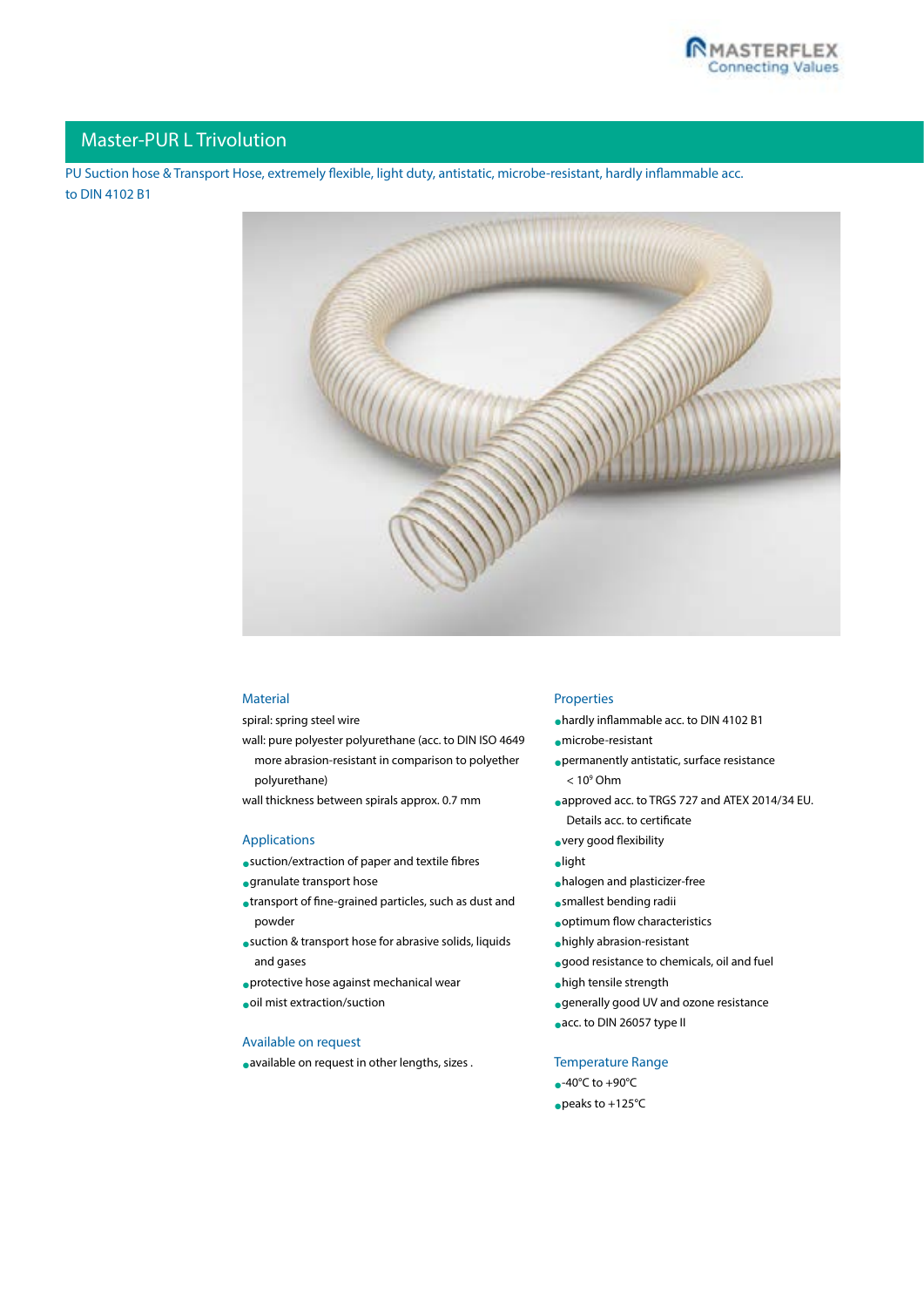# Master-PUR L Trivolution

PU Suction hose & Transport Hose, extremely flexible, light duty, antistatic, microbe-resistant, hardly inflammable acc. to DIN 4102 B1

## Material

spiral: spring steel wire

wall: pure polyester polyurethane (acc. to DIN ISO 4649 more abrasion-resistant in comparison to polyether polyurethane)

wall thickness between spirals approx. 0.7 mm

## Applications

- suction/extraction of paper and textile fibres
- granulate transport hose
- transport of fine-grained particles, such as dust and powder
- suction & transport hose for abrasive solids, liquids and gases
- protective hose against mechanical wear
- oil mist extraction/suction

## Available on request

- available on request in other lengths, sizes .

## Properties

- hardly inflammable acc. to DIN 4102 B1
- microbe-resistant
- permanently antistatic, surface resistance < $10^9$ Ohm
- approved acc. to TRGS 727 and ATEX 2014/34 EU. Details acc. to certificate
- very good flexibility
- light
- halogen and plasticizer-free
- smallest bending radii
- optimum flow characteristics
- highly abrasion-resistant
- good resistance to chemicals, oil and fuel
- high tensile strength
- generally good UV and ozone resistance
- acc. to DIN 26057 type II

## Temperature Range

- -40°C to +90°C
- peaks to +125°C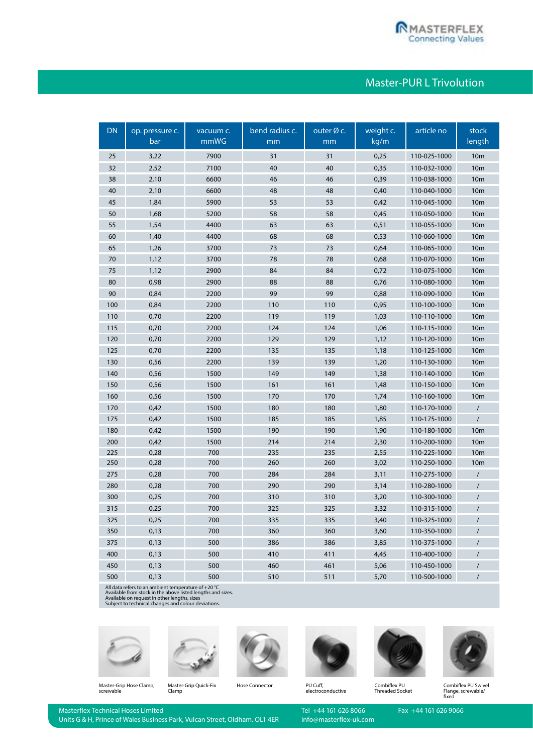## Master-PUR L Trivolution

| DN | op. pressure c. bar | vacuum c. mmWG | bend radius c. mm | outer Ø c. mm | weight c. kg/m | article no | stock length |
|---|---|---|---|---|---|---|---|
| 25 | 3,22 | 7900 | 31 | 31 | 0,25 | 110-025-1000 | 10m |
| 32 | 2,52 | 7100 | 40 | 40 | 0,35 | 110-032-1000 | 10m |
| 38 | 2,10 | 6600 | 46 | 46 | 0,39 | 110-038-1000 | 10m |
| 40 | 2,10 | 6600 | 48 | 48 | 0,40 | 110-040-1000 | 10m |
| 45 | 1,84 | 5900 | 53 | 53 | 0,42 | 110-045-1000 | 10m |
| 50 | 1,68 | 5200 | 58 | 58 | 0,45 | 110-050-1000 | 10m |
| 55 | 1,54 | 4400 | 63 | 63 | 0,51 | 110-055-1000 | 10m |
| 60 | 1,40 | 4400 | 68 | 68 | 0,53 | 110-060-1000 | 10m |
| 65 | 1,26 | 3700 | 73 | 73 | 0,64 | 110-065-1000 | 10m |
| 70 | 1,12 | 3700 | 78 | 78 | 0,68 | 110-070-1000 | 10m |
| 75 | 1,12 | 2900 | 84 | 84 | 0,72 | 110-075-1000 | 10m |
| 80 | 0,98 | 2900 | 88 | 88 | 0,76 | 110-080-1000 | 10m |
| 90 | 0,84 | 2200 | 99 | 99 | 0,88 | 110-090-1000 | 10m |
| 100 | 0,84 | 2200 | 110 | 110 | 0,95 | 110-100-1000 | 10m |
| 110 | 0,70 | 2200 | 119 | 119 | 1,03 | 110-110-1000 | 10m |
| 115 | 0,70 | 2200 | 124 | 124 | 1,06 | 110-115-1000 | 10m |
| 120 | 0,70 | 2200 | 129 | 129 | 1,12 | 110-120-1000 | 10m |
| 125 | 0,70 | 2200 | 135 | 135 | 1,18 | 110-125-1000 | 10m |
| 130 | 0,56 | 2200 | 139 | 139 | 1,20 | 110-130-1000 | 10m |
| 140 | 0,56 | 1500 | 149 | 149 | 1,38 | 110-140-1000 | 10m |
| 150 | 0,56 | 1500 | 161 | 161 | 1,48 | 110-150-1000 | 10m |
| 160 | 0,56 | 1500 | 170 | 170 | 1,74 | 110-160-1000 | 10m |
| 170 | 0,42 | 1500 | 180 | 180 | 1,80 | 110-170-1000 | / |
| 175 | 0,42 | 1500 | 185 | 185 | 1,85 | 110-175-1000 | / |
| 180 | 0,42 | 1500 | 190 | 190 | 1,90 | 110-180-1000 | 10m |
| 200 | 0,42 | 1500 | 214 | 214 | 2,30 | 110-200-1000 | 10m |
| 225 | 0,28 | 700 | 235 | 235 | 2,55 | 110-225-1000 | 10m |
| 250 | 0,28 | 700 | 260 | 260 | 3,02 | 110-250-1000 | 10m |
| 275 | 0,28 | 700 | 284 | 284 | 3,11 | 110-275-1000 | / |
| 280 | 0,28 | 700 | 290 | 290 | 3,14 | 110-280-1000 | / |
| 300 | 0,25 | 700 | 310 | 310 | 3,20 | 110-300-1000 | / |
| 315 | 0,25 | 700 | 325 | 325 | 3,32 | 110-315-1000 | / |
| 325 | 0,25 | 700 | 335 | 335 | 3,40 | 110-325-1000 | / |
| 350 | 0,13 | 700 | 360 | 360 | 3,60 | 110-350-1000 | / |
| 375 | 0,13 | 500 | 386 | 386 | 3,85 | 110-375-1000 | / |
| 400 | 0,13 | 500 | 410 | 411 | 4,45 | 110-400-1000 | / |
| 450 | 0,13 | 500 | 460 | 461 | 5,06 | 110-450-1000 | / |
| 500 | 0,13 | 500 | 510 | 511 | 5,70 | 110-500-1000 | / |

All data refers to an ambient temperature of +20 °C
Available from stock in the above listed lengths and sizes.
Available on request in other lengths, sizes
Subject to technical changes and colour deviations.

Master-Grip Hose Clamp, screwable

Master-Grip Quick-Fix Clamp

Hose Connector

PU Cuff, electroconductive

Combiflex PU Threaded Socket

Combiflex PU Swivel Flange, screwable/fixed

Masterflex Technical Hoses Limited
Units G & H, Prince of Wales Business Park, Vulcan Street, Oldham. OL1 4ER

Tel +44 161 626 8066
info@masterflex-uk.com

Fax +44 161 626 9066